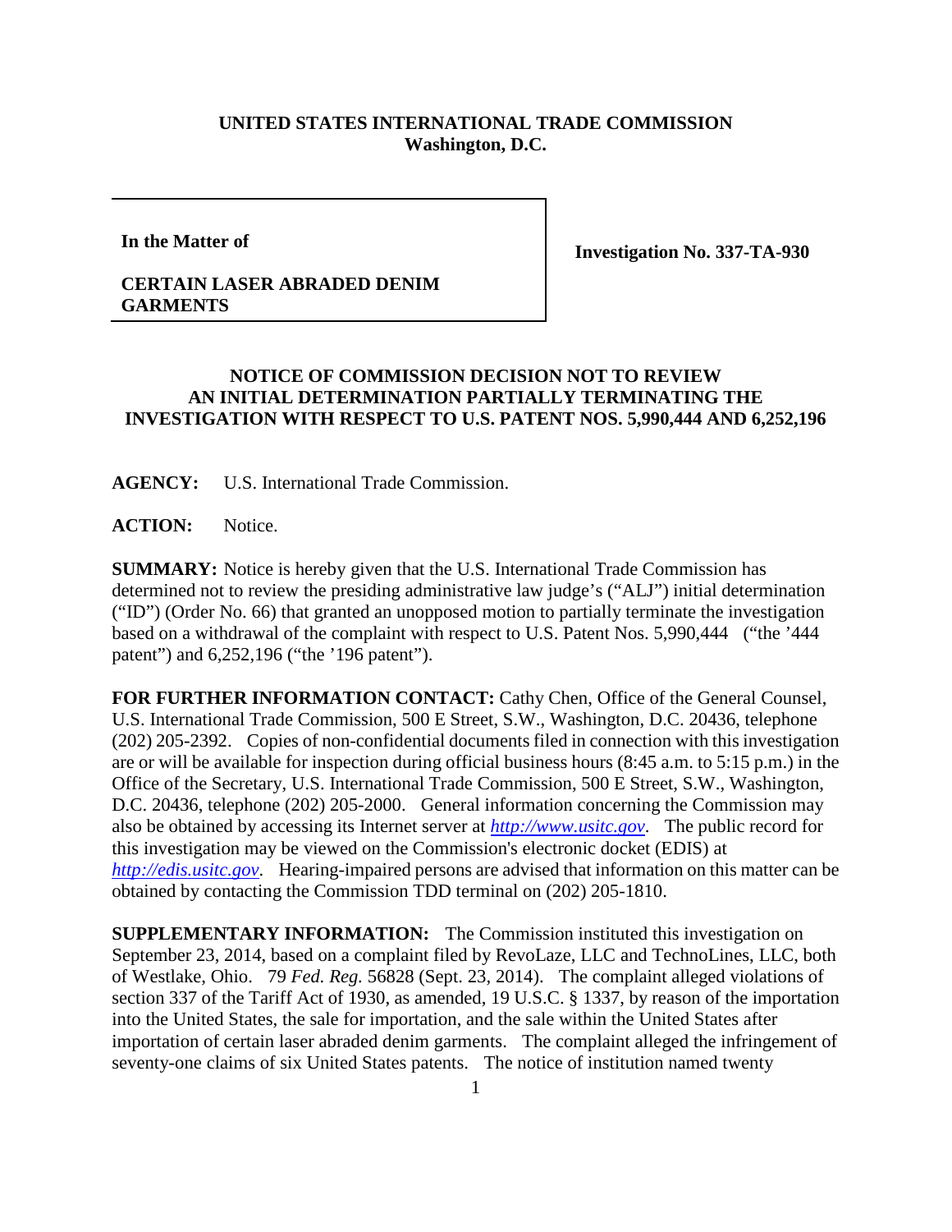**UNITED STATES INTERNATIONAL TRADE COMMISSION**
**Washington, D.C.**

| | |
|---|---|
| **In the Matter of**<br><br>**CERTAIN LASER ABRADED DENIM GARMENTS** | **Investigation No. 337-TA-930** |

## NOTICE OF COMMISSION DECISION NOT TO REVIEW AN INITIAL DETERMINATION PARTIALLY TERMINATING THE INVESTIGATION WITH RESPECT TO U.S. PATENT NOS. 5,990,444 AND 6,252,196

**AGENCY:** U.S. International Trade Commission.

**ACTION:** Notice.

**SUMMARY:** Notice is hereby given that the U.S. International Trade Commission has determined not to review the presiding administrative law judge's ("ALJ") initial determination ("ID") (Order No. 66) that granted an unopposed motion to partially terminate the investigation based on a withdrawal of the complaint with respect to U.S. Patent Nos. 5,990,444 ("the '444 patent") and 6,252,196 ("the '196 patent").

**FOR FURTHER INFORMATION CONTACT:** Cathy Chen, Office of the General Counsel, U.S. International Trade Commission, 500 E Street, S.W., Washington, D.C. 20436, telephone (202) 205-2392. Copies of non-confidential documents filed in connection with this investigation are or will be available for inspection during official business hours (8:45 a.m. to 5:15 p.m.) in the Office of the Secretary, U.S. International Trade Commission, 500 E Street, S.W., Washington, D.C. 20436, telephone (202) 205-2000. General information concerning the Commission may also be obtained by accessing its Internet server at *http://www.usitc.gov*. The public record for this investigation may be viewed on the Commission's electronic docket (EDIS) at *http://edis.usitc.gov*. Hearing-impaired persons are advised that information on this matter can be obtained by contacting the Commission TDD terminal on (202) 205-1810.

**SUPPLEMENTARY INFORMATION:** The Commission instituted this investigation on September 23, 2014, based on a complaint filed by RevoLaze, LLC and TechnoLines, LLC, both of Westlake, Ohio. 79 *Fed. Reg.* 56828 (Sept. 23, 2014). The complaint alleged violations of section 337 of the Tariff Act of 1930, as amended, 19 U.S.C. § 1337, by reason of the importation into the United States, the sale for importation, and the sale within the United States after importation of certain laser abraded denim garments. The complaint alleged the infringement of seventy-one claims of six United States patents. The notice of institution named twenty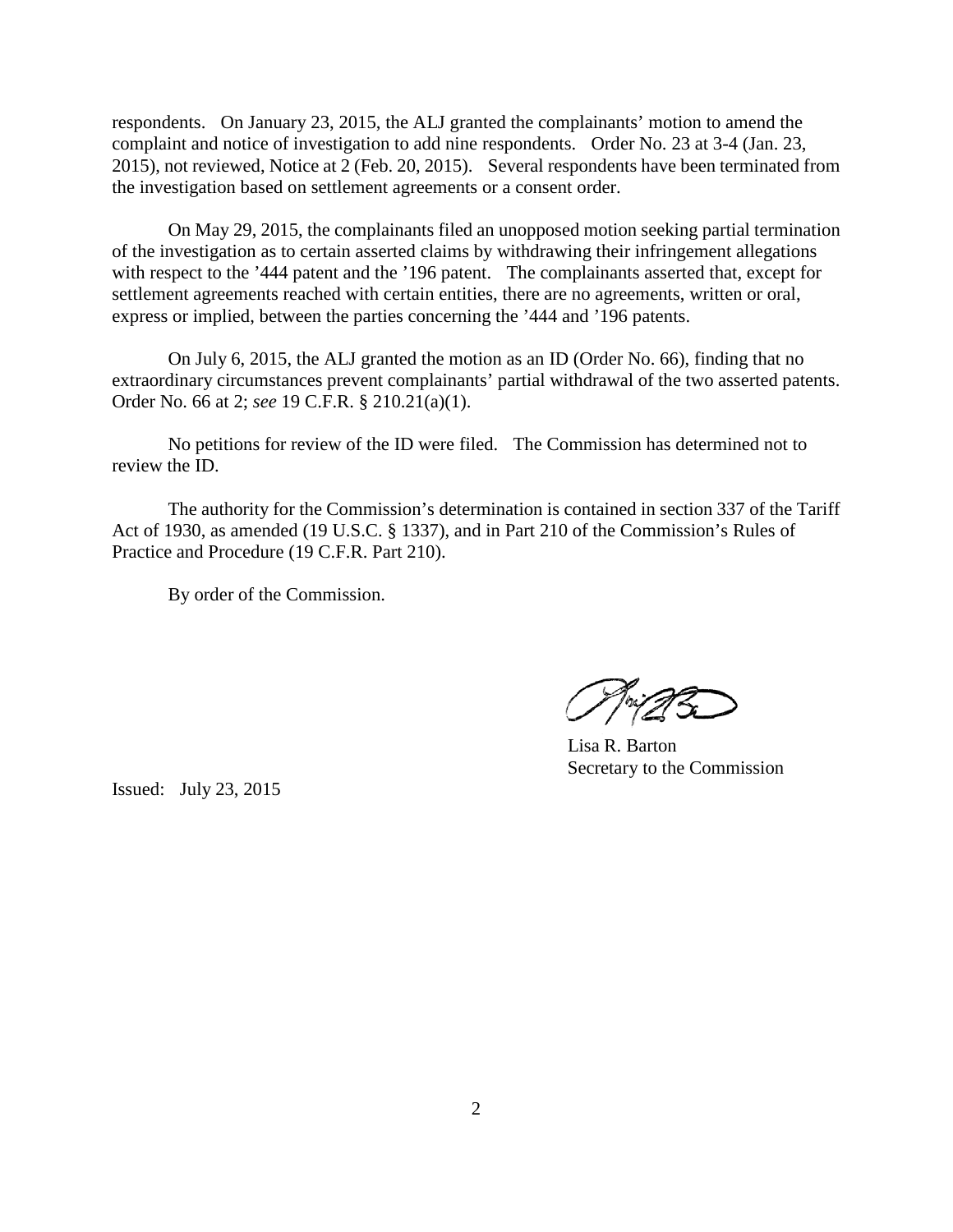respondents. On January 23, 2015, the ALJ granted the complainants' motion to amend the complaint and notice of investigation to add nine respondents. Order No. 23 at 3-4 (Jan. 23, 2015), not reviewed, Notice at 2 (Feb. 20, 2015). Several respondents have been terminated from the investigation based on settlement agreements or a consent order.

On May 29, 2015, the complainants filed an unopposed motion seeking partial termination of the investigation as to certain asserted claims by withdrawing their infringement allegations with respect to the '444 patent and the '196 patent. The complainants asserted that, except for settlement agreements reached with certain entities, there are no agreements, written or oral, express or implied, between the parties concerning the '444 and '196 patents.

On July 6, 2015, the ALJ granted the motion as an ID (Order No. 66), finding that no extraordinary circumstances prevent complainants' partial withdrawal of the two asserted patents. Order No. 66 at 2; *see* 19 C.F.R. § 210.21(a)(1).

No petitions for review of the ID were filed. The Commission has determined not to review the ID.

The authority for the Commission's determination is contained in section 337 of the Tariff Act of 1930, as amended (19 U.S.C. § 1337), and in Part 210 of the Commission's Rules of Practice and Procedure (19 C.F.R. Part 210).

By order of the Commission.

Lisa R. Barton
Secretary to the Commission

Issued: July 23, 2015